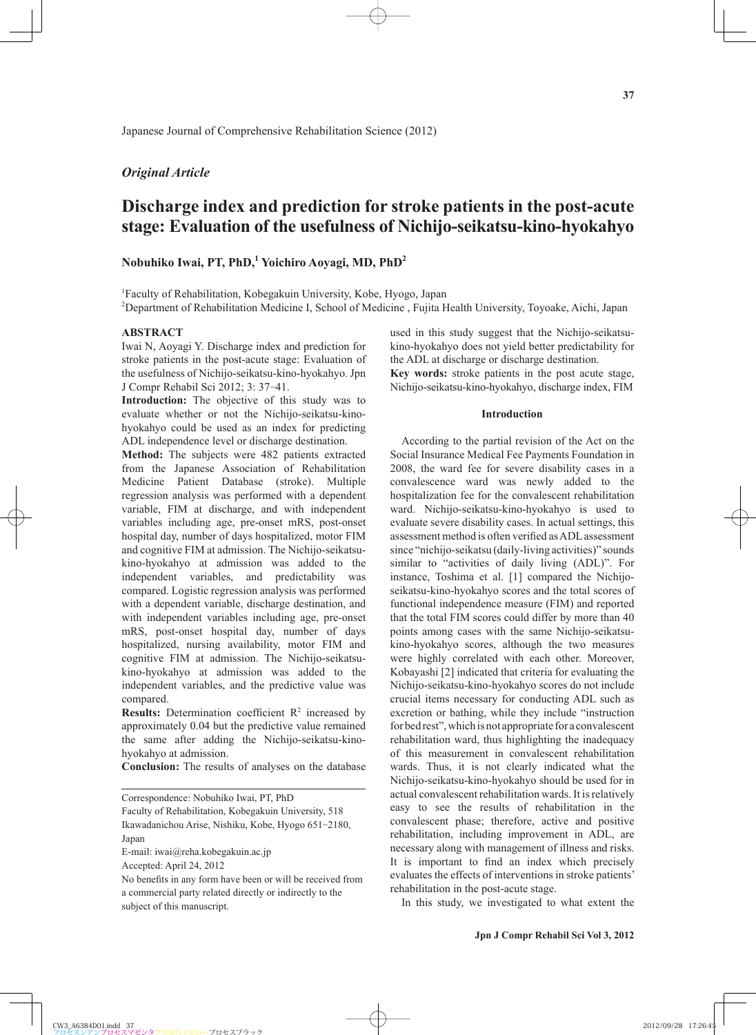*Original Article*

# Discharge index and prediction for stroke patients in the post-acute stage: Evaluation of the usefulness of Nichijo-seikatsu-kino-hyokahyo

**Nobuhiko Iwai, PT, PhD,[1] Yoichiro Aoyagi, MD, PhD[2]**

[1]Faculty of Rehabilitation, Kobegakuin University, Kobe, Hyogo, Japan
[2]Department of Rehabilitation Medicine I, School of Medicine , Fujita Health University, Toyoake, Aichi, Japan

## ABSTRACT

Iwai N, Aoyagi Y. Discharge index and prediction for stroke patients in the post-acute stage: Evaluation of the usefulness of Nichijo-seikatsu-kino-hyokahyo. Jpn J Compr Rehabil Sci 2012; 3: 37−41.

**Introduction:** The objective of this study was to evaluate whether or not the Nichijo-seikatsu-kino-hyokahyo could be used as an index for predicting ADL independence level or discharge destination.

**Method:** The subjects were 482 patients extracted from the Japanese Association of Rehabilitation Medicine Patient Database (stroke). Multiple regression analysis was performed with a dependent variable, FIM at discharge, and with independent variables including age, pre-onset mRS, post-onset hospital day, number of days hospitalized, motor FIM and cognitive FIM at admission. The Nichijo-seikatsu-kino-hyokahyo at admission was added to the independent variables, and predictability was compared. Logistic regression analysis was performed with a dependent variable, discharge destination, and with independent variables including age, pre-onset mRS, post-onset hospital day, number of days hospitalized, nursing availability, motor FIM and cognitive FIM at admission. The Nichijo-seikatsu-kino-hyokahyo at admission was added to the independent variables, and the predictive value was compared.

**Results:** Determination coefficient $R^2$ increased by approximately 0.04 but the predictive value remained the same after adding the Nichijo-seikatsu-kino-hyokahyo at admission.

**Conclusion:** The results of analyses on the database used in this study suggest that the Nichijo-seikatsu-kino-hyokahyo does not yield better predictability for the ADL at discharge or discharge destination.

**Key words:** stroke patients in the post acute stage, Nichijo-seikatsu-kino-hyokahyo, discharge index, FIM

Correspondence: Nobuhiko Iwai, PT, PhD
Faculty of Rehabilitation, Kobegakuin University, 518 Ikawadanichou Arise, Nishiku, Kobe, Hyogo 651−2180, Japan
E-mail: iwai@reha.kobegakuin.ac.jp
Accepted: April 24, 2012
No benefits in any form have been or will be received from a commercial party related directly or indirectly to the subject of this manuscript.

## Introduction

According to the partial revision of the Act on the Social Insurance Medical Fee Payments Foundation in 2008, the ward fee for severe disability cases in a convalescence ward was newly added to the hospitalization fee for the convalescent rehabilitation ward. Nichijo-seikatsu-kino-hyokahyo is used to evaluate severe disability cases. In actual settings, this assessment method is often verified as ADL assessment since "nichijo-seikatsu (daily-living activities)" sounds similar to "activities of daily living (ADL)". For instance, Toshima et al. [1] compared the Nichijo-seikatsu-kino-hyokahyo scores and the total scores of functional independence measure (FIM) and reported that the total FIM scores could differ by more than 40 points among cases with the same Nichijo-seikatsu-kino-hyokahyo scores, although the two measures were highly correlated with each other. Moreover, Kobayashi [2] indicated that criteria for evaluating the Nichijo-seikatsu-kino-hyokahyo scores do not include crucial items necessary for conducting ADL such as excretion or bathing, while they include "instruction for bed rest", which is not appropriate for a convalescent rehabilitation ward, thus highlighting the inadequacy of this measurement in convalescent rehabilitation wards. Thus, it is not clearly indicated what the Nichijo-seikatsu-kino-hyokahyo should be used for in actual convalescent rehabilitation wards. It is relatively easy to see the results of rehabilitation in the convalescent phase; therefore, active and positive rehabilitation, including improvement in ADL, are necessary along with management of illness and risks. It is important to find an index which precisely evaluates the effects of interventions in stroke patients' rehabilitation in the post-acute stage.

In this study, we investigated to what extent the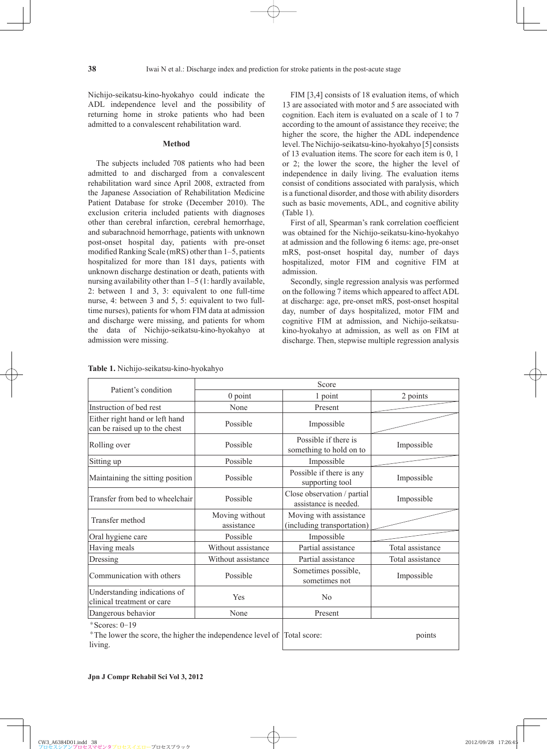Nichijo-seikatsu-kino-hyokahyo could indicate the ADL independence level and the possibility of returning home in stroke patients who had been admitted to a convalescent rehabilitation ward.

## Method

The subjects included 708 patients who had been admitted to and discharged from a convalescent rehabilitation ward since April 2008, extracted from the Japanese Association of Rehabilitation Medicine Patient Database for stroke (December 2010). The exclusion criteria included patients with diagnoses other than cerebral infarction, cerebral hemorrhage, and subarachnoid hemorrhage, patients with unknown post-onset hospital day, patients with pre-onset modified Ranking Scale (mRS) other than 1–5, patients hospitalized for more than 181 days, patients with unknown discharge destination or death, patients with nursing availability other than 1–5 (1: hardly available, 2: between 1 and 3, 3: equivalent to one full-time nurse, 4: between 3 and 5, 5: equivalent to two full-time nurses), patients for whom FIM data at admission and discharge were missing, and patients for whom the data of Nichijo-seikatsu-kino-hyokahyo at admission were missing.

FIM [3,4] consists of 18 evaluation items, of which 13 are associated with motor and 5 are associated with cognition. Each item is evaluated on a scale of 1 to 7 according to the amount of assistance they receive; the higher the score, the higher the ADL independence level. The Nichijo-seikatsu-kino-hyokahyo [5] consists of 13 evaluation items. The score for each item is 0, 1 or 2; the lower the score, the higher the level of independence in daily living. The evaluation items consist of conditions associated with paralysis, which is a functional disorder, and those with ability disorders such as basic movements, ADL, and cognitive ability (Table 1).

First of all, Spearman's rank correlation coefficient was obtained for the Nichijo-seikatsu-kino-hyokahyo at admission and the following 6 items: age, pre-onset mRS, post-onset hospital day, number of days hospitalized, motor FIM and cognitive FIM at admission.

Secondly, single regression analysis was performed on the following 7 items which appeared to affect ADL at discharge: age, pre-onset mRS, post-onset hospital day, number of days hospitalized, motor FIM and cognitive FIM at admission, and Nichijo-seikatsu-kino-hyokahyo at admission, as well as on FIM at discharge. Then, stepwise multiple regression analysis

**Table 1.** Nichijo-seikatsu-kino-hyokahyo

| Patient's condition | Score | | |
|---|---|---|---|
| | 0 point | 1 point | 2 points |
| Instruction of bed rest | None | Present | |
| Either right hand or left hand can be raised up to the chest | Possible | Impossible | |
| Rolling over | Possible | Possible if there is something to hold on to | Impossible |
| Sitting up | Possible | Impossible | |
| Maintaining the sitting position | Possible | Possible if there is any supporting tool | Impossible |
| Transfer from bed to wheelchair | Possible | Close observation / partial assistance is needed. | Impossible |
| Transfer method | Moving without assistance | Moving with assistance (including transportation) | |
| Oral hygiene care | Possible | Impossible | |
| Having meals | Without assistance | Partial assistance | Total assistance |
| Dressing | Without assistance | Partial assistance | Total assistance |
| Communication with others | Possible | Sometimes possible, sometimes not | Impossible |
| Understanding indications of clinical treatment or care | Yes | No | |
| Dangerous behavior | None | Present | |

*Scores: 0−19
*The lower the score, the higher the independence level of living.

Total score: points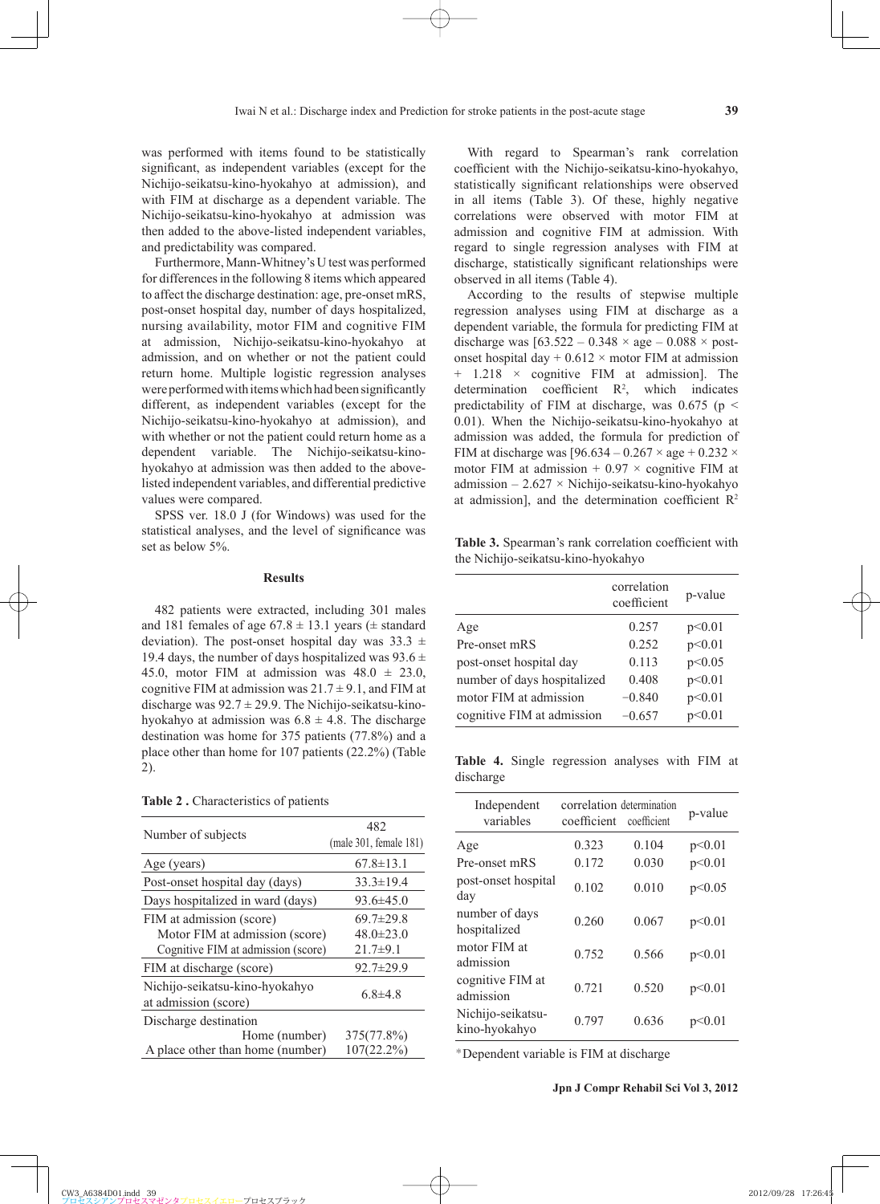was performed with items found to be statistically significant, as independent variables (except for the Nichijo-seikatsu-kino-hyokahyo at admission), and with FIM at discharge as a dependent variable. The Nichijo-seikatsu-kino-hyokahyo at admission was then added to the above-listed independent variables, and predictability was compared.

Furthermore, Mann-Whitney's U test was performed for differences in the following 8 items which appeared to affect the discharge destination: age, pre-onset mRS, post-onset hospital day, number of days hospitalized, nursing availability, motor FIM and cognitive FIM at admission, Nichijo-seikatsu-kino-hyokahyo at admission, and on whether or not the patient could return home. Multiple logistic regression analyses were performed with items which had been significantly different, as independent variables (except for the Nichijo-seikatsu-kino-hyokahyo at admission), and with whether or not the patient could return home as a dependent variable. The Nichijo-seikatsu-kino-hyokahyo at admission was then added to the above-listed independent variables, and differential predictive values were compared.

SPSS ver. 18.0 J (for Windows) was used for the statistical analyses, and the level of significance was set as below 5%.

## Results

482 patients were extracted, including 301 males and 181 females of age 67.8 ± 13.1 years (± standard deviation). The post-onset hospital day was 33.3 ± 19.4 days, the number of days hospitalized was 93.6 ± 45.0, motor FIM at admission was 48.0 ± 23.0, cognitive FIM at admission was 21.7 ± 9.1, and FIM at discharge was 92.7 ± 29.9. The Nichijo-seikatsu-kino-hyokahyo at admission was 6.8 ± 4.8. The discharge destination was home for 375 patients (77.8%) and a place other than home for 107 patients (22.2%) (Table 2).

**Table 2 .** Characteristics of patients

| | |
|---|---|
| Number of subjects | 482 (male 301, female 181) |
| Age (years) | 67.8±13.1 |
| Post-onset hospital day (days) | 33.3±19.4 |
| Days hospitalized in ward (days) | 93.6±45.0 |
| FIM at admission (score) | 69.7±29.8 |
| Motor FIM at admission (score) | 48.0±23.0 |
| Cognitive FIM at admission (score) | 21.7±9.1 |
| FIM at discharge (score) | 92.7±29.9 |
| Nichijo-seikatsu-kino-hyokahyo at admission (score) | 6.8±4.8 |
| Discharge destination | |
| Home (number) | 375(77.8%) |
| A place other than home (number) | 107(22.2%) |

With regard to Spearman's rank correlation coefficient with the Nichijo-seikatsu-kino-hyokahyo, statistically significant relationships were observed in all items (Table 3). Of these, highly negative correlations were observed with motor FIM at admission and cognitive FIM at admission. With regard to single regression analyses with FIM at discharge, statistically significant relationships were observed in all items (Table 4).

According to the results of stepwise multiple regression analyses using FIM at discharge as a dependent variable, the formula for predicting FIM at discharge was [63.522 – 0.348 × age – 0.088 × post-onset hospital day + 0.612 × motor FIM at admission + 1.218 × cognitive FIM at admission]. The determination coefficient $R^2$, which indicates predictability of FIM at discharge, was 0.675 ($p < 0.01$). When the Nichijo-seikatsu-kino-hyokahyo at admission was added, the formula for prediction of FIM at discharge was [96.634 – 0.267 × age + 0.232 × motor FIM at admission + 0.97 × cognitive FIM at admission – 2.627 × Nichijo-seikatsu-kino-hyokahyo at admission], and the determination coefficient $R^2$

**Table 3.** Spearman's rank correlation coefficient with the Nichijo-seikatsu-kino-hyokahyo

| | correlation coefficient | p-value |
|---|---|---|
| Age | 0.257 | p<0.01 |
| Pre-onset mRS | 0.252 | p<0.01 |
| post-onset hospital day | 0.113 | p<0.05 |
| number of days hospitalized | 0.408 | p<0.01 |
| motor FIM at admission | −0.840 | p<0.01 |
| cognitive FIM at admission | −0.657 | p<0.01 |

**Table 4.** Single regression analyses with FIM at discharge

| Independent variables | correlation coefficient | determination coefficient | p-value |
|---|---|---|---|
| Age | 0.323 | 0.104 | p<0.01 |
| Pre-onset mRS | 0.172 | 0.030 | p<0.01 |
| post-onset hospital day | 0.102 | 0.010 | p<0.05 |
| number of days hospitalized | 0.260 | 0.067 | p<0.01 |
| motor FIM at admission | 0.752 | 0.566 | p<0.01 |
| cognitive FIM at admission | 0.721 | 0.520 | p<0.01 |
| Nichijo-seikatsu-kino-hyokahyo | 0.797 | 0.636 | p<0.01 |

*Dependent variable is FIM at discharge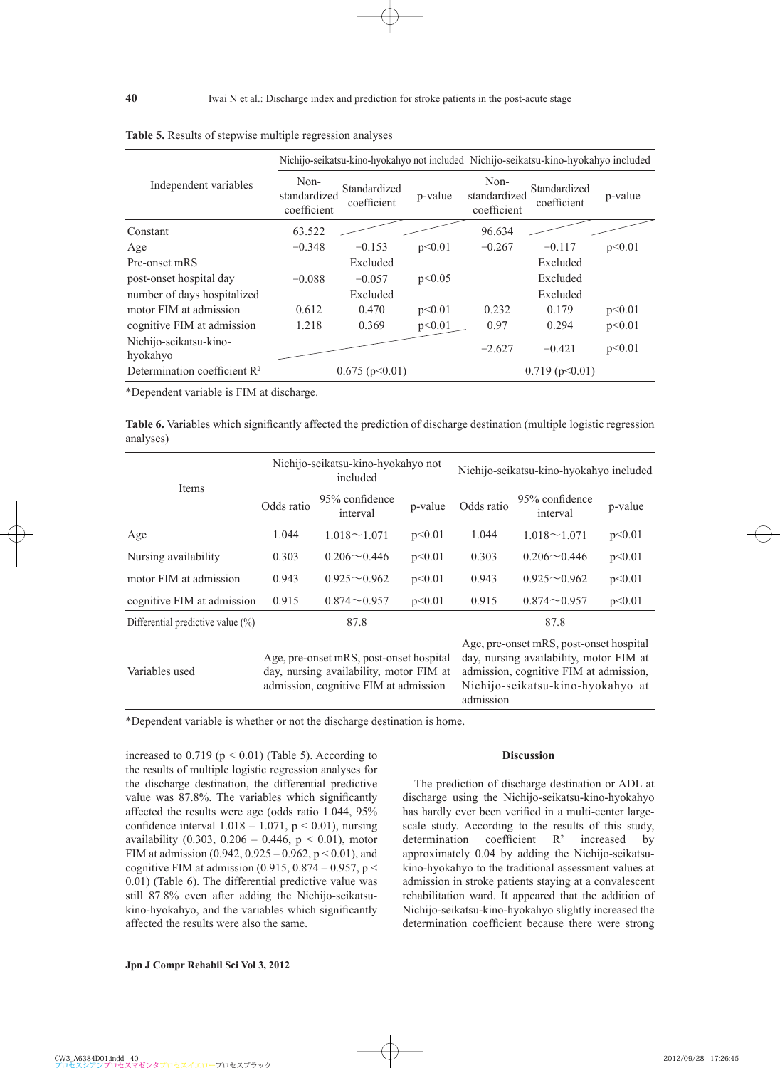**Table 5.** Results of stepwise multiple regression analyses

| Independent variables | Nichijo-seikatsu-kino-hyokahyo not included | | | Nichijo-seikatsu-kino-hyokahyo included | | |
|---|---|---|---|---|---|---|
| | Non-standardized coefficient | Standardized coefficient | p-value | Non-standardized coefficient | Standardized coefficient | p-value |
| Constant | 63.522 | | | 96.634 | | |
| Age | −0.348 | −0.153 | p<0.01 | −0.267 | −0.117 | p<0.01 |
| Pre-onset mRS | | Excluded | | | Excluded | |
| post-onset hospital day | −0.088 | −0.057 | p<0.05 | | Excluded | |
| number of days hospitalized | | Excluded | | | Excluded | |
| motor FIM at admission | 0.612 | 0.470 | p<0.01 | 0.232 | 0.179 | p<0.01 |
| cognitive FIM at admission | 1.218 | 0.369 | p<0.01 | 0.97 | 0.294 | p<0.01 |
| Nichijo-seikatsu-kino-hyokahyo | | | | −2.627 | −0.421 | p<0.01 |
| Determination coefficient $R^2$ | | 0.675 (p<0.01) | | | 0.719 (p<0.01) | |

*Dependent variable is FIM at discharge.

**Table 6.** Variables which significantly affected the prediction of discharge destination (multiple logistic regression analyses)

| Items | Nichijo-seikatsu-kino-hyokahyo not included | | | Nichijo-seikatsu-kino-hyokahyo included | | |
|---|---|---|---|---|---|---|
| | Odds ratio | 95% confidence interval | p-value | Odds ratio | 95% confidence interval | p-value |
| Age | 1.044 | 1.018～1.071 | p<0.01 | 1.044 | 1.018～1.071 | p<0.01 |
| Nursing availability | 0.303 | 0.206～0.446 | p<0.01 | 0.303 | 0.206～0.446 | p<0.01 |
| motor FIM at admission | 0.943 | 0.925～0.962 | p<0.01 | 0.943 | 0.925～0.962 | p<0.01 |
| cognitive FIM at admission | 0.915 | 0.874～0.957 | p<0.01 | 0.915 | 0.874～0.957 | p<0.01 |
| Differential predictive value (%) | | 87.8 | | | 87.8 | |
| Variables used | Age, pre-onset mRS, post-onset hospital day, nursing availability, motor FIM at admission, cognitive FIM at admission | | | Age, pre-onset mRS, post-onset hospital day, nursing availability, motor FIM at admission, cognitive FIM at admission, Nichijo-seikatsu-kino-hyokahyo at admission | | |

*Dependent variable is whether or not the discharge destination is home.

increased to 0.719 ($p < 0.01$) (Table 5). According to the results of multiple logistic regression analyses for the discharge destination, the differential predictive value was 87.8%. The variables which significantly affected the results were age (odds ratio 1.044, 95% confidence interval 1.018 – 1.071, $p < 0.01$), nursing availability (0.303, 0.206 – 0.446, $p < 0.01$), motor FIM at admission (0.942, 0.925 – 0.962, $p < 0.01$), and cognitive FIM at admission (0.915, 0.874 – 0.957, $p < 0.01$) (Table 6). The differential predictive value was still 87.8% even after adding the Nichijo-seikatsu-kino-hyokahyo, and the variables which significantly affected the results were also the same.

## Discussion

The prediction of discharge destination or ADL at discharge using the Nichijo-seikatsu-kino-hyokahyo has hardly ever been verified in a multi-center large-scale study. According to the results of this study, determination coefficient $R^2$ increased by approximately 0.04 by adding the Nichijo-seikatsu-kino-hyokahyo to the traditional assessment values at admission in stroke patients staying at a convalescent rehabilitation ward. It appeared that the addition of Nichijo-seikatsu-kino-hyokahyo slightly increased the determination coefficient because there were strong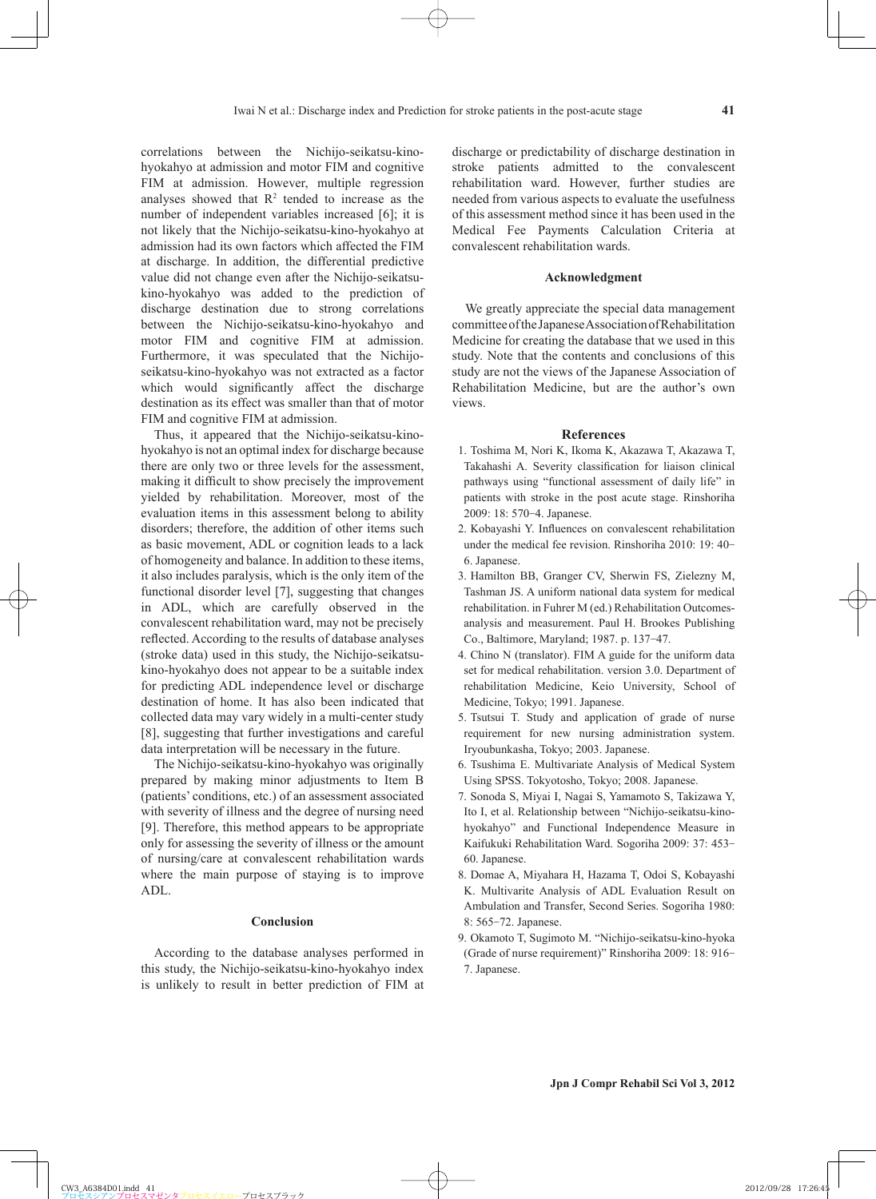correlations between the Nichijo-seikatsu-kino-hyokahyo at admission and motor FIM and cognitive FIM at admission. However, multiple regression analyses showed that $R^2$ tended to increase as the number of independent variables increased [6]; it is not likely that the Nichijo-seikatsu-kino-hyokahyo at admission had its own factors which affected the FIM at discharge. In addition, the differential predictive value did not change even after the Nichijo-seikatsu-kino-hyokahyo was added to the prediction of discharge destination due to strong correlations between the Nichijo-seikatsu-kino-hyokahyo and motor FIM and cognitive FIM at admission. Furthermore, it was speculated that the Nichijo-seikatsu-kino-hyokahyo was not extracted as a factor which would significantly affect the discharge destination as its effect was smaller than that of motor FIM and cognitive FIM at admission.

Thus, it appeared that the Nichijo-seikatsu-kino-hyokahyo is not an optimal index for discharge because there are only two or three levels for the assessment, making it difficult to show precisely the improvement yielded by rehabilitation. Moreover, most of the evaluation items in this assessment belong to ability disorders; therefore, the addition of other items such as basic movement, ADL or cognition leads to a lack of homogeneity and balance. In addition to these items, it also includes paralysis, which is the only item of the functional disorder level [7], suggesting that changes in ADL, which are carefully observed in the convalescent rehabilitation ward, may not be precisely reflected. According to the results of database analyses (stroke data) used in this study, the Nichijo-seikatsu-kino-hyokahyo does not appear to be a suitable index for predicting ADL independence level or discharge destination of home. It has also been indicated that collected data may vary widely in a multi-center study [8], suggesting that further investigations and careful data interpretation will be necessary in the future.

The Nichijo-seikatsu-kino-hyokahyo was originally prepared by making minor adjustments to Item B (patients' conditions, etc.) of an assessment associated with severity of illness and the degree of nursing need [9]. Therefore, this method appears to be appropriate only for assessing the severity of illness or the amount of nursing/care at convalescent rehabilitation wards where the main purpose of staying is to improve ADL.

## Conclusion

According to the database analyses performed in this study, the Nichijo-seikatsu-kino-hyokahyo index is unlikely to result in better prediction of FIM at discharge or predictability of discharge destination in stroke patients admitted to the convalescent rehabilitation ward. However, further studies are needed from various aspects to evaluate the usefulness of this assessment method since it has been used in the Medical Fee Payments Calculation Criteria at convalescent rehabilitation wards.

## Acknowledgment

We greatly appreciate the special data management committee of the Japanese Association of Rehabilitation Medicine for creating the database that we used in this study. Note that the contents and conclusions of this study are not the views of the Japanese Association of Rehabilitation Medicine, but are the author's own views.

## References

1. Toshima M, Nori K, Ikoma K, Akazawa T, Akazawa T, Takahashi A. Severity classification for liaison clinical pathways using "functional assessment of daily life" in patients with stroke in the post acute stage. Rinshoriha 2009: 18: 570−4. Japanese.
2. Kobayashi Y. Influences on convalescent rehabilitation under the medical fee revision. Rinshoriha 2010: 19: 40−6. Japanese.
3. Hamilton BB, Granger CV, Sherwin FS, Zielezny M, Tashman JS. A uniform national data system for medical rehabilitation. in Fuhrer M (ed.) Rehabilitation Outcomes-analysis and measurement. Paul H. Brookes Publishing Co., Baltimore, Maryland; 1987. p. 137−47.
4. Chino N (translator). FIM A guide for the uniform data set for medical rehabilitation. version 3.0. Department of rehabilitation Medicine, Keio University, School of Medicine, Tokyo; 1991. Japanese.
5. Tsutsui T. Study and application of grade of nurse requirement for new nursing administration system. Iryoubunkasha, Tokyo; 2003. Japanese.
6. Tsushima E. Multivariate Analysis of Medical System Using SPSS. Tokyotosho, Tokyo; 2008. Japanese.
7. Sonoda S, Miyai I, Nagai S, Yamamoto S, Takizawa Y, Ito I, et al. Relationship between "Nichijo-seikatsu-kino-hyokahyo" and Functional Independence Measure in Kaifukuki Rehabilitation Ward. Sogoriha 2009: 37: 453−60. Japanese.
8. Domae A, Miyahara H, Hazama T, Odoi S, Kobayashi K. Multivarite Analysis of ADL Evaluation Result on Ambulation and Transfer, Second Series. Sogoriha 1980: 8: 565−72. Japanese.
9. Okamoto T, Sugimoto M. "Nichijo-seikatsu-kino-hyoka (Grade of nurse requirement)" Rinshoriha 2009: 18: 916−7. Japanese.